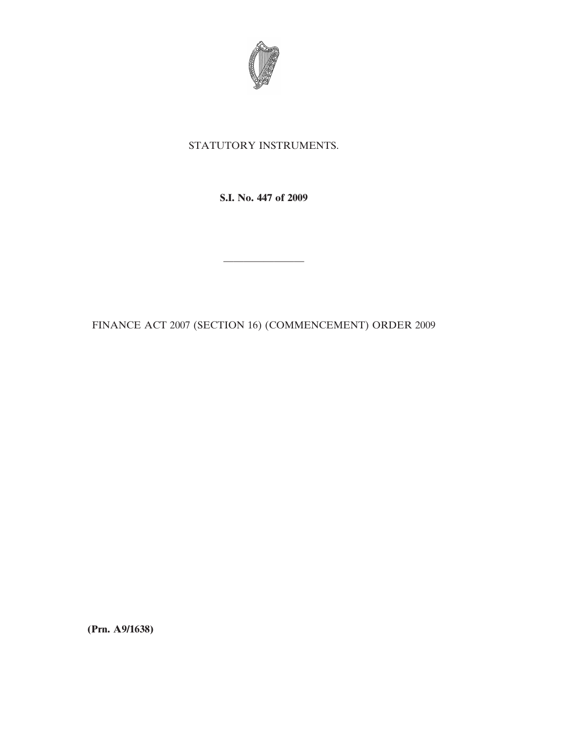STATUTORY INSTRUMENTS.

**S.I. No. 447 of 2009**

---

FINANCE ACT 2007 (SECTION 16) (COMMENCEMENT) ORDER 2009

**(Prn. A9/1638)**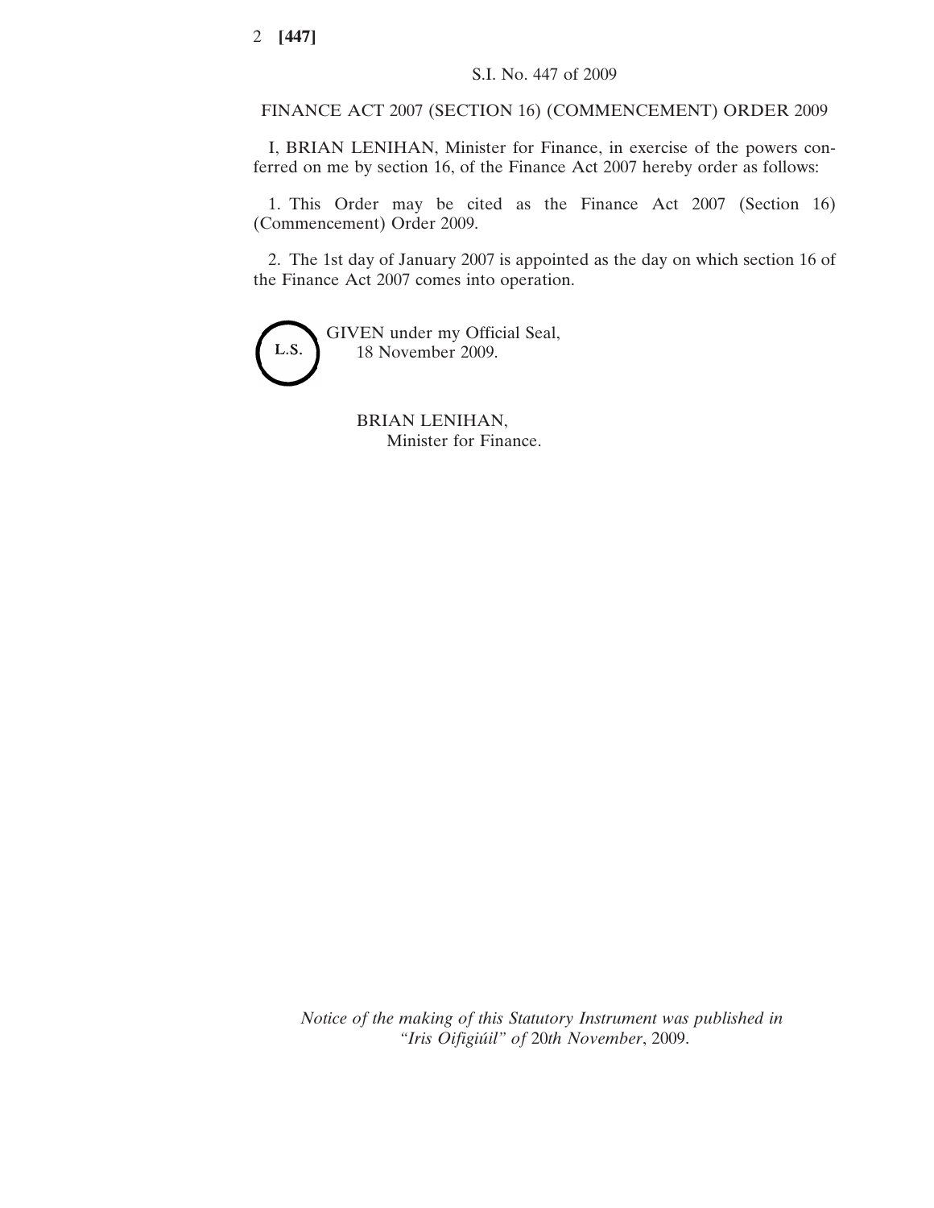S.I. No. 447 of 2009

FINANCE ACT 2007 (SECTION 16) (COMMENCEMENT) ORDER 2009

I, BRIAN LENIHAN, Minister for Finance, in exercise of the powers conferred on me by section 16, of the Finance Act 2007 hereby order as follows:

1. This Order may be cited as the Finance Act 2007 (Section 16) (Commencement) Order 2009.

2. The 1st day of January 2007 is appointed as the day on which section 16 of the Finance Act 2007 comes into operation.

L.S.

GIVEN under my Official Seal,
18 November 2009.

BRIAN LENIHAN,
Minister for Finance.

*Notice of the making of this Statutory Instrument was published in "Iris Oifigiúil" of* 20*th November*, 2009.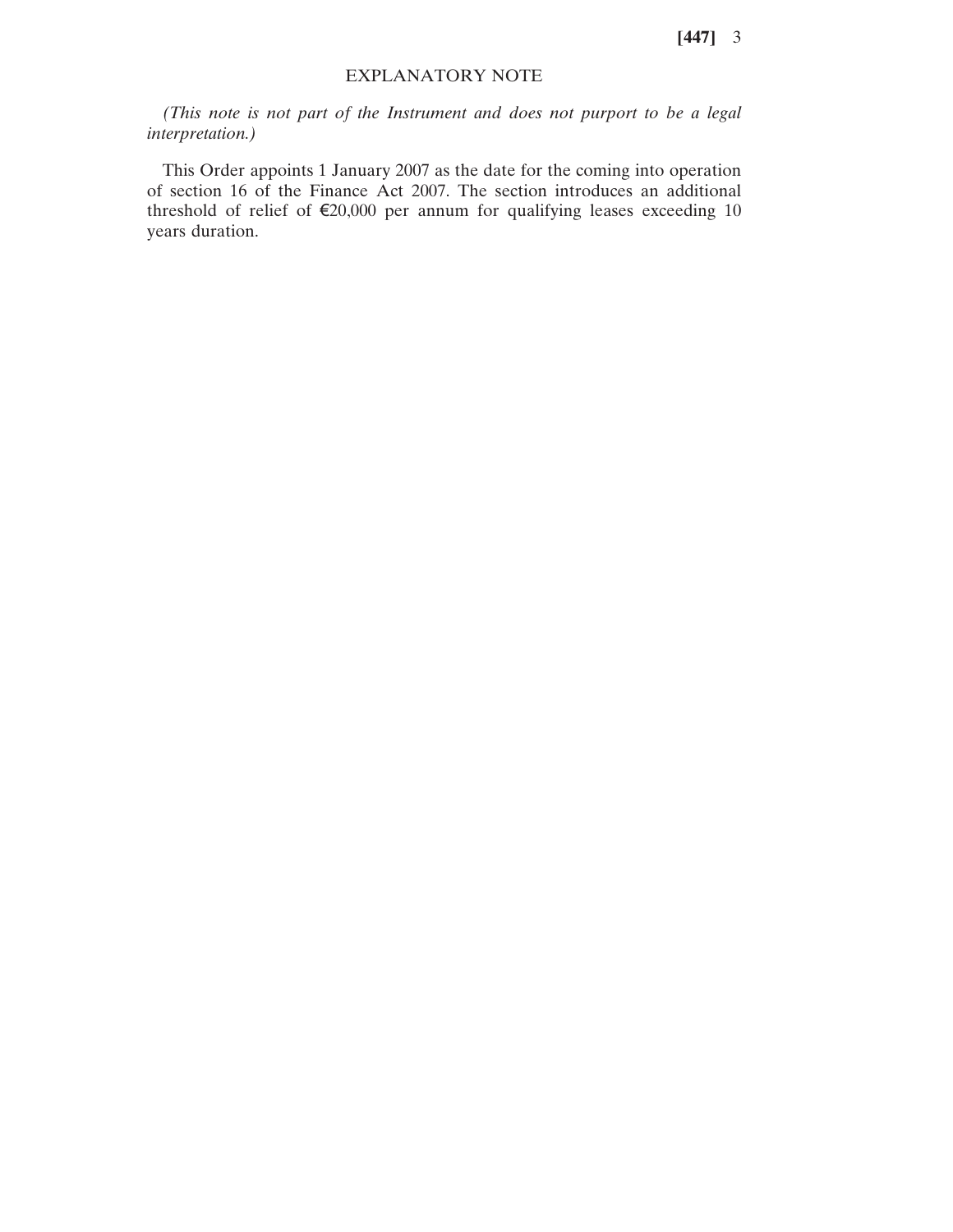## EXPLANATORY NOTE

*(This note is not part of the Instrument and does not purport to be a legal interpretation.)*

This Order appoints 1 January 2007 as the date for the coming into operation of section 16 of the Finance Act 2007. The section introduces an additional threshold of relief of €20,000 per annum for qualifying leases exceeding 10 years duration.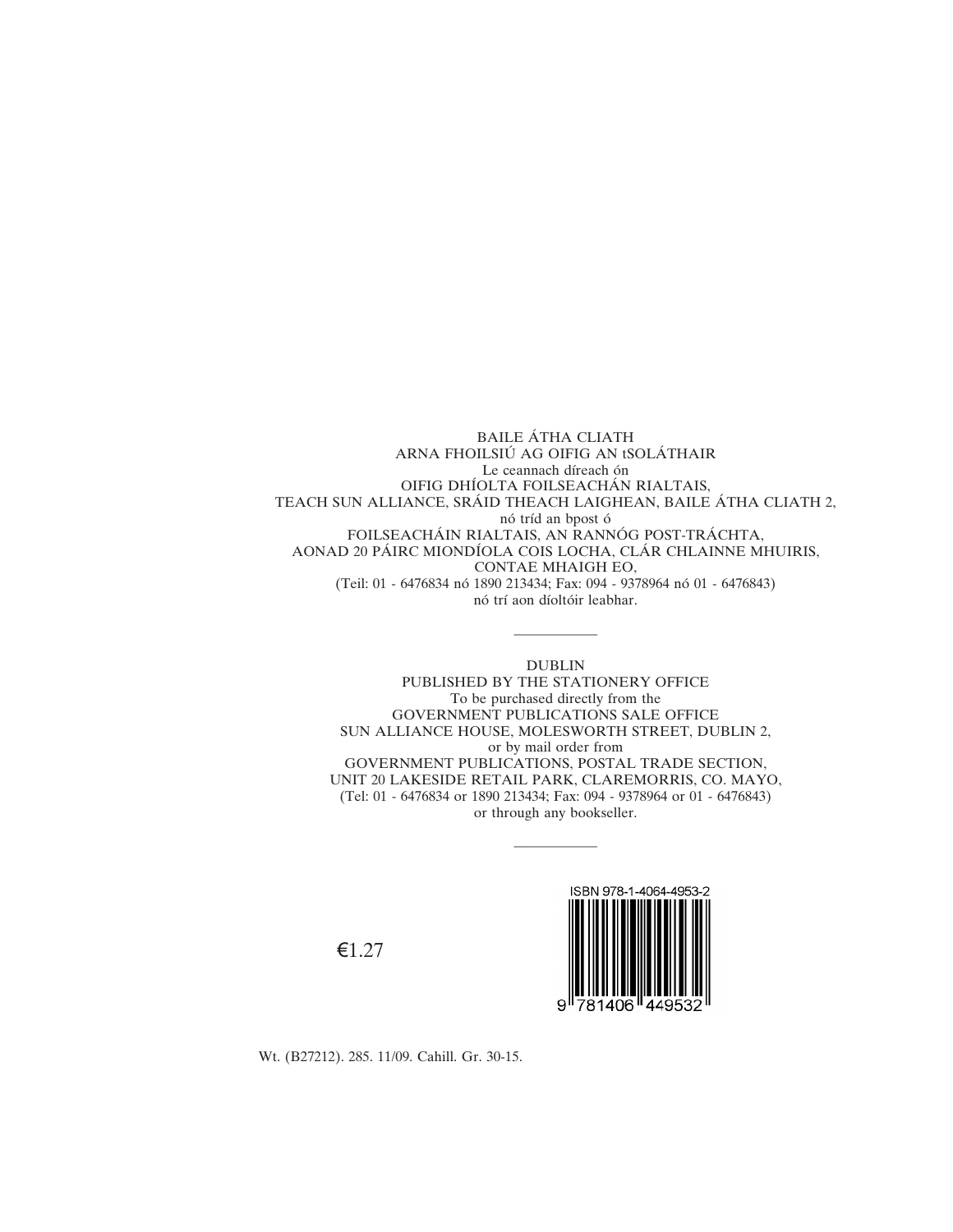BAILE ÁTHA CLIATH
ARNA FHOILSIÚ AG OIFIG AN tSOLÁTHAIR
Le ceannach díreach ón
OIFIG DHÍOLTA FOILSEACHÁN RIALTAIS,
TEACH SUN ALLIANCE, SRÁID THEACH LAIGHEAN, BAILE ÁTHA CLIATH 2,
nó tríd an bpost ó
FOILSEACHÁIN RIALTAIS, AN RANNÓG POST-TRÁCHTA,
AONAD 20 PÁIRC MIONDÍOLA COIS LOCHA, CLÁR CHLAINNE MHUIRIS,
CONTAE MHAIGH EO,
(Teil: 01 - 6476834 nó 1890 213434; Fax: 094 - 9378964 nó 01 - 6476843)
nó trí aon díoltóir leabhar.

---

DUBLIN
PUBLISHED BY THE STATIONERY OFFICE
To be purchased directly from the
GOVERNMENT PUBLICATIONS SALE OFFICE
SUN ALLIANCE HOUSE, MOLESWORTH STREET, DUBLIN 2,
or by mail order from
GOVERNMENT PUBLICATIONS, POSTAL TRADE SECTION,
UNIT 20 LAKESIDE RETAIL PARK, CLAREMORRIS, CO. MAYO,
(Tel: 01 - 6476834 or 1890 213434; Fax: 094 - 9378964 or 01 - 6476843)
or through any bookseller.

---

ISBN 978-1-4064-4953-2

9 781406 449532

€1.27

Wt. (B27212). 285. 11/09. Cahill. Gr. 30-15.